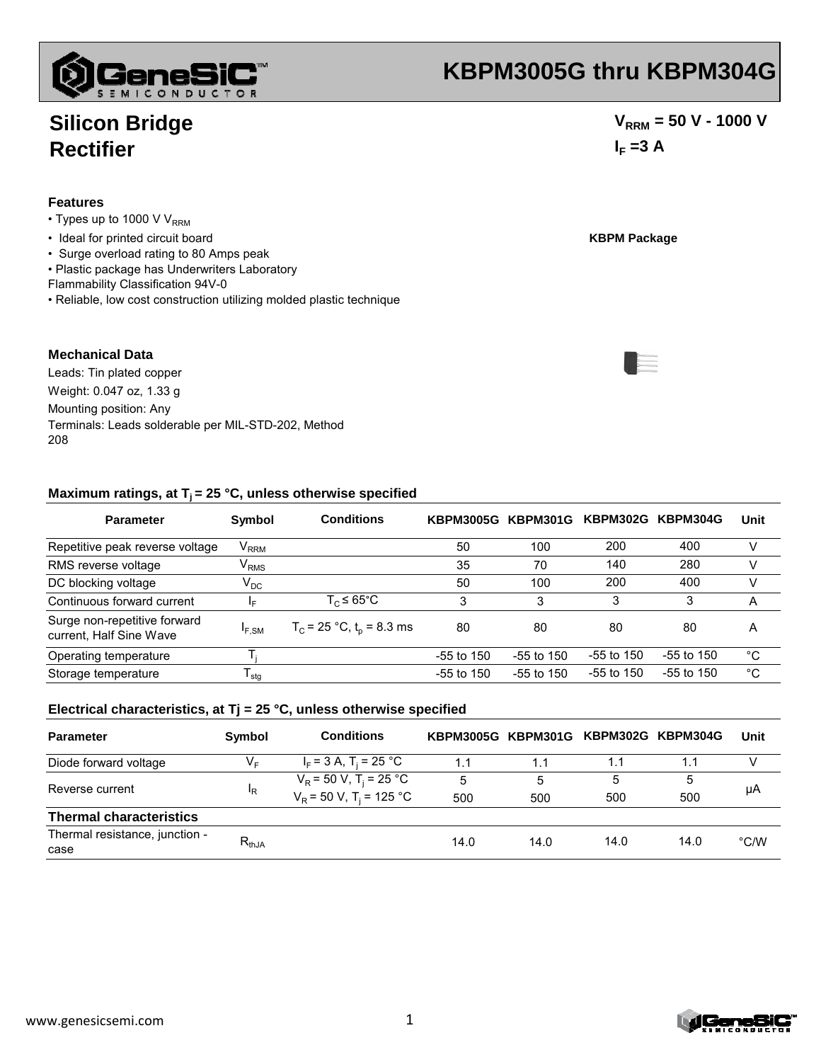# KBPM3005G thru KBPM304G

## Silicon Bridge Rectifier

$V_{RRM}$ = 50 V - 1000 V

$I_F$ =3 A

### Features

- Types up to 1000 V $V_{RRM}$
- Ideal for printed circuit board
- Surge overload rating to 80 Amps peak
- Plastic package has Underwriters Laboratory Flammability Classification 94V-0
- Reliable, low cost construction utilizing molded plastic technique

**KBPM Package**

### Mechanical Data

Leads: Tin plated copper

Weight: 0.047 oz, 1.33 g

Mounting position: Any

Terminals: Leads solderable per MIL-STD-202, Method 208

### Maximum ratings, at $T_j$ = 25 °C, unless otherwise specified

| Parameter | Symbol | Conditions | KBPM3005G | KBPM301G | KBPM302G | KBPM304G | Unit |
|---|---|---|---|---|---|---|---|
| Repetitive peak reverse voltage | $V_{RRM}$ | | 50 | 100 | 200 | 400 | V |
| RMS reverse voltage | $V_{RMS}$ | | 35 | 70 | 140 | 280 | V |
| DC blocking voltage | $V_{DC}$ | | 50 | 100 | 200 | 400 | V |
| Continuous forward current | $I_F$ | $T_C \leq$ 65°C | 3 | 3 | 3 | 3 | A |
| Surge non-repetitive forward current, Half Sine Wave | $I_{F,SM}$ | $T_C$ = 25 °C, $t_p$ = 8.3 ms | 80 | 80 | 80 | 80 | A |
| Operating temperature | $T_j$ | | -55 to 150 | -55 to 150 | -55 to 150 | -55 to 150 | °C |
| Storage temperature | $T_{stg}$ | | -55 to 150 | -55 to 150 | -55 to 150 | -55 to 150 | °C |

### Electrical characteristics, at Tj = 25 °C, unless otherwise specified

| Parameter | Symbol | Conditions | KBPM3005G | KBPM301G | KBPM302G | KBPM304G | Unit |
|---|---|---|---|---|---|---|---|
| Diode forward voltage | $V_F$ | $I_F$ = 3 A, $T_j$ = 25 °C | 1.1 | 1.1 | 1.1 | 1.1 | V |
| Reverse current | $I_R$ | $V_R$ = 50 V, $T_j$ = 25 °C | 5 | 5 | 5 | 5 | µA |
| | | $V_R$ = 50 V, $T_j$ = 125 °C | 500 | 500 | 500 | 500 | |
| **Thermal characteristics** | | | | | | | |
| Thermal resistance, junction - case | $R_{thJA}$ | | 14.0 | 14.0 | 14.0 | 14.0 | °C/W |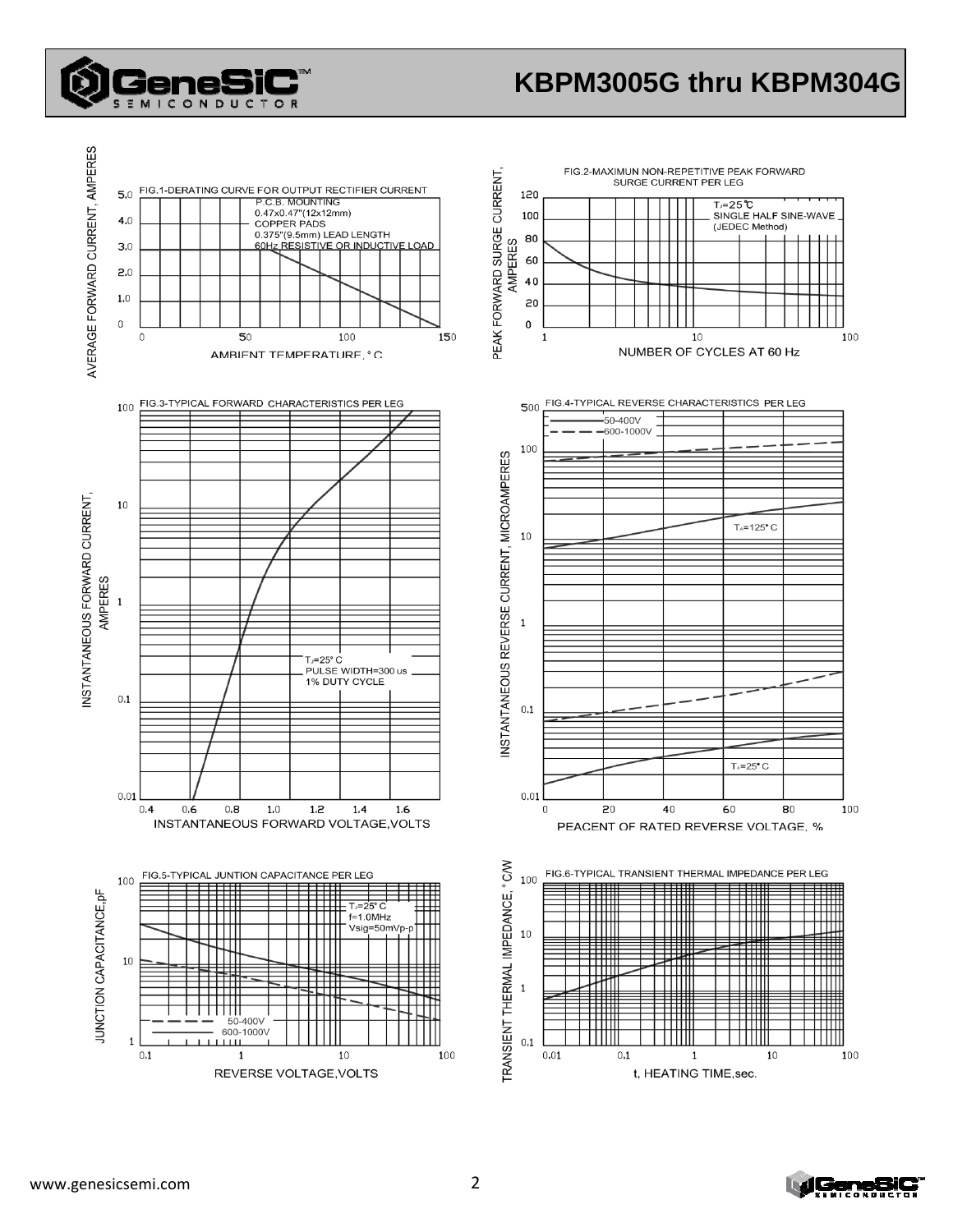# KBPM3005G thru KBPM304G

FIG.1-DERATING CURVE FOR OUTPUT RECTIFIER CURRENT

P.C.B. MOUNTING
0.47x0.47"(12x12mm)
COPPER PADS
0.375"(9.5mm) LEAD LENGTH
60Hz RESISTIVE OR INDUCTIVE LOAD

AVERAGE FORWARD CURRENT, AMPERES

5.0
4.0
3.0
2.0
1.0
0

0 50 100 150

AMBIENT TEMPERATURE, °C

FIG.2-MAXIMUN NON-REPETITIVE PEAK FORWARD SURGE CURRENT PER LEG

$T_J$=25℃
SINGLE HALF SINE-WAVE
(JEDEC Method)

PEAK FORWARD SURGE CURRENT, AMPERES

120
100
80
60
40
20
0

1 10 100

NUMBER OF CYCLES AT 60 Hz

FIG.3-TYPICAL FORWARD CHARACTERISTICS PER LEG

$T_J$=25° C
PULSE WIDTH=300 us
1% DUTY CYCLE

INSTANTANEOUS FORWARD CURRENT, AMPERES

100
10
1
0.1
0.01

0.4 0.6 0.8 1.0 1.2 1.4 1.6

INSTANTANEOUS FORWARD VOLTAGE,VOLTS

FIG.4-TYPICAL REVERSE CHARACTERISTICS PER LEG

50-400V
600-1000V

$T_A$=125° C
$T_A$=25° C

INSTANTANEOUS REVERSE CURRENT, MICROAMPERES

500
100
10
1
0.1
0.01

0 20 40 60 80 100

PEACENT OF RATED REVERSE VOLTAGE, %

FIG.5-TYPICAL JUNTION CAPACITANCE PER LEG

$T_J$=25° C
f=1.0MHz
Vsig=50mVp-p

50-400V
600-1000V

JUNCTION CAPACITANCE,pF

100
10
1

0.1 1 10 100

REVERSE VOLTAGE,VOLTS

FIG.6-TYPICAL TRANSIENT THERMAL IMPEDANCE PER LEG

TRANSIENT THERMAL IMPEDANCE, °C/W

100
10
1
0.1

0.01 0.1 1 10 100

t, HEATING TIME,sec.

www.genesicsemi.com